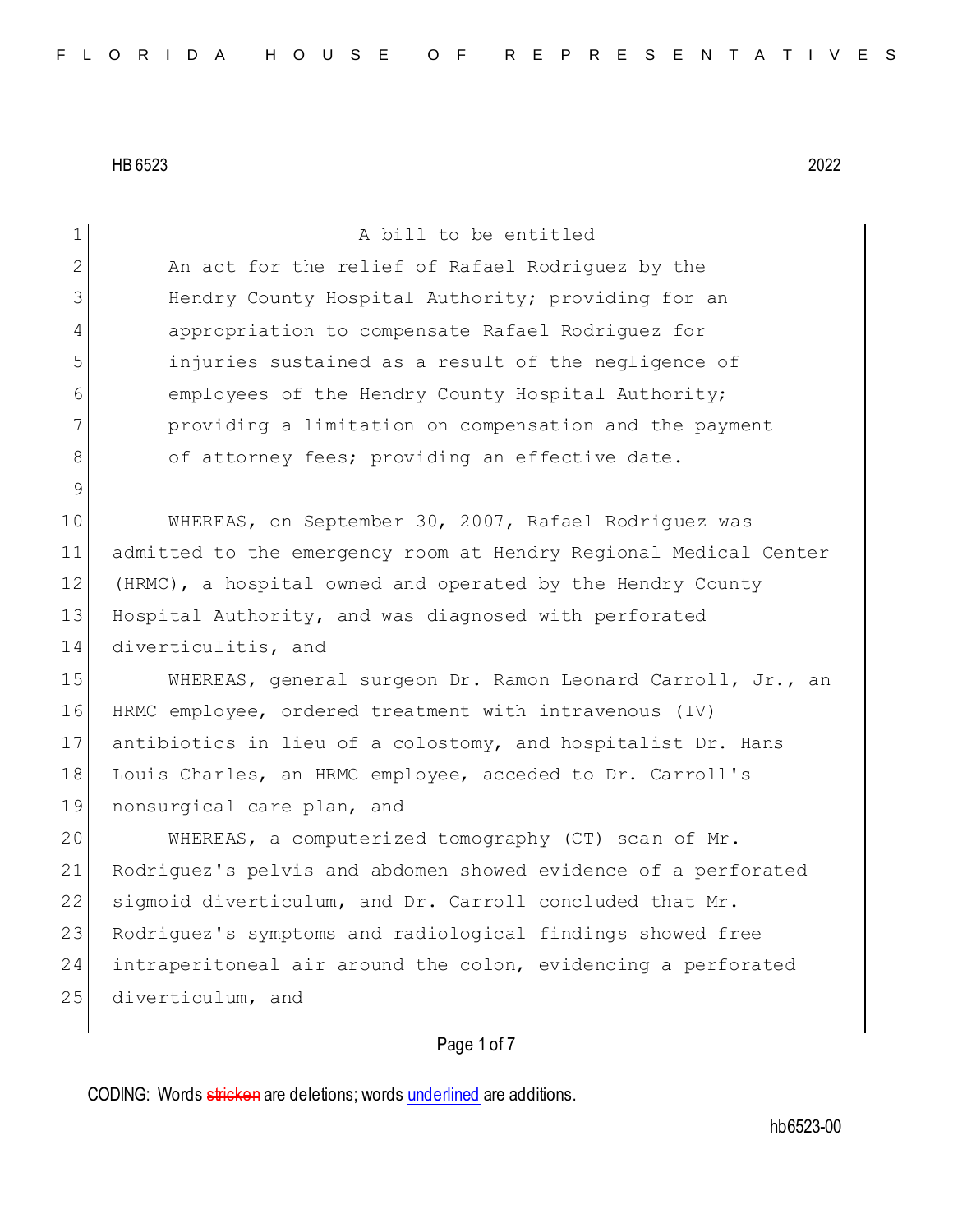HB 6523 2022

A bill to be entitled

An act for the relief of Rafael Rodriguez by the Hendry County Hospital Authority; providing for an appropriation to compensate Rafael Rodriguez for injuries sustained as a result of the negligence of employees of the Hendry County Hospital Authority; providing a limitation on compensation and the payment of attorney fees; providing an effective date.

WHEREAS, on September 30, 2007, Rafael Rodriguez was admitted to the emergency room at Hendry Regional Medical Center (HRMC), a hospital owned and operated by the Hendry County Hospital Authority, and was diagnosed with perforated diverticulitis, and

WHEREAS, general surgeon Dr. Ramon Leonard Carroll, Jr., an HRMC employee, ordered treatment with intravenous (IV) antibiotics in lieu of a colostomy, and hospitalist Dr. Hans Louis Charles, an HRMC employee, acceded to Dr. Carroll's nonsurgical care plan, and

WHEREAS, a computerized tomography (CT) scan of Mr. Rodriguez's pelvis and abdomen showed evidence of a perforated sigmoid diverticulum, and Dr. Carroll concluded that Mr. Rodriguez's symptoms and radiological findings showed free intraperitoneal air around the colon, evidencing a perforated diverticulum, and

CODING: Words stricken are deletions; words underlined are additions.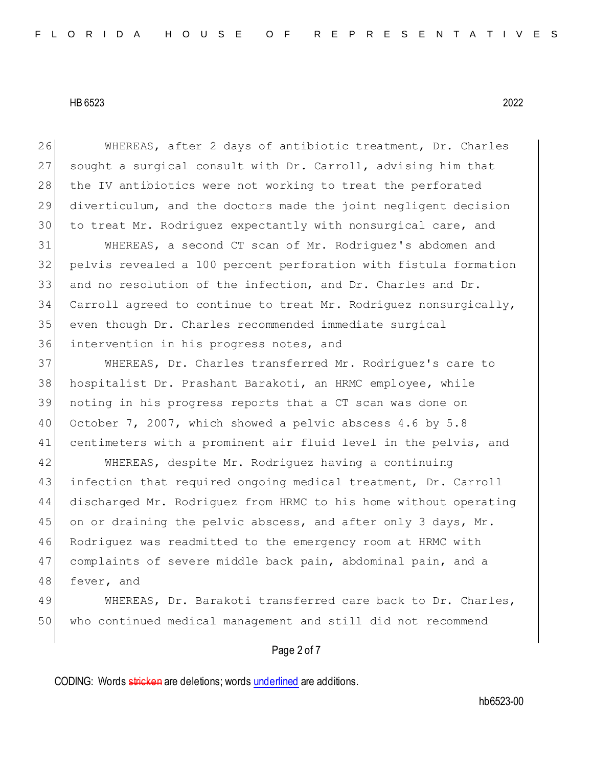WHEREAS, after 2 days of antibiotic treatment, Dr. Charles sought a surgical consult with Dr. Carroll, advising him that the IV antibiotics were not working to treat the perforated diverticulum, and the doctors made the joint negligent decision to treat Mr. Rodriguez expectantly with nonsurgical care, and

WHEREAS, a second CT scan of Mr. Rodriguez's abdomen and pelvis revealed a 100 percent perforation with fistula formation and no resolution of the infection, and Dr. Charles and Dr. Carroll agreed to continue to treat Mr. Rodriguez nonsurgically, even though Dr. Charles recommended immediate surgical intervention in his progress notes, and

WHEREAS, Dr. Charles transferred Mr. Rodriguez's care to hospitalist Dr. Prashant Barakoti, an HRMC employee, while noting in his progress reports that a CT scan was done on October 7, 2007, which showed a pelvic abscess 4.6 by 5.8 centimeters with a prominent air fluid level in the pelvis, and

WHEREAS, despite Mr. Rodriguez having a continuing infection that required ongoing medical treatment, Dr. Carroll discharged Mr. Rodriguez from HRMC to his home without operating on or draining the pelvic abscess, and after only 3 days, Mr. Rodriguez was readmitted to the emergency room at HRMC with complaints of severe middle back pain, abdominal pain, and a fever, and

WHEREAS, Dr. Barakoti transferred care back to Dr. Charles, who continued medical management and still did not recommend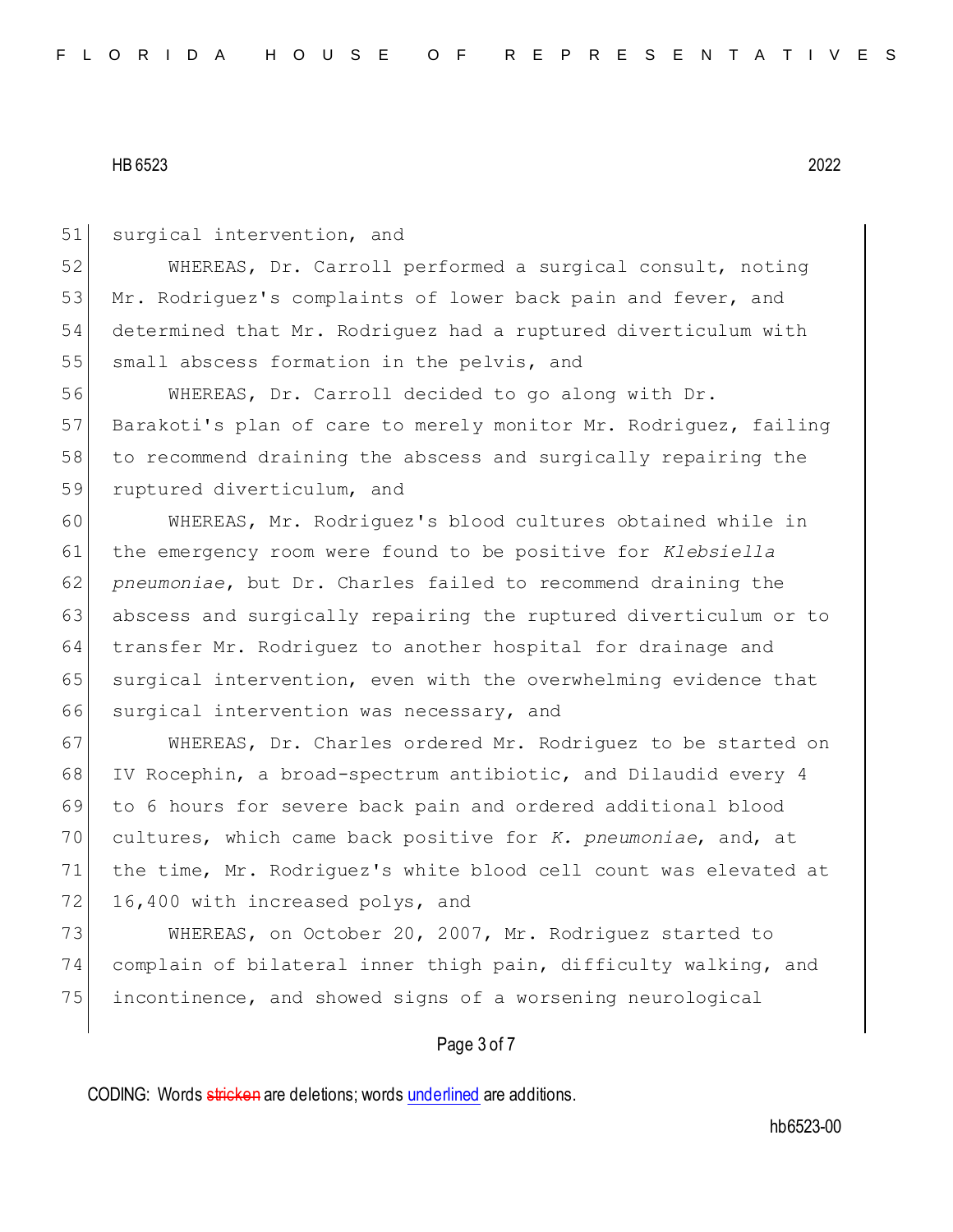surgical intervention, and

WHEREAS, Dr. Carroll performed a surgical consult, noting Mr. Rodriguez's complaints of lower back pain and fever, and determined that Mr. Rodriguez had a ruptured diverticulum with small abscess formation in the pelvis, and

WHEREAS, Dr. Carroll decided to go along with Dr. Barakoti's plan of care to merely monitor Mr. Rodriguez, failing to recommend draining the abscess and surgically repairing the ruptured diverticulum, and

WHEREAS, Mr. Rodriguez's blood cultures obtained while in the emergency room were found to be positive for *Klebsiella pneumoniae*, but Dr. Charles failed to recommend draining the abscess and surgically repairing the ruptured diverticulum or to transfer Mr. Rodriguez to another hospital for drainage and surgical intervention, even with the overwhelming evidence that surgical intervention was necessary, and

WHEREAS, Dr. Charles ordered Mr. Rodriguez to be started on IV Rocephin, a broad-spectrum antibiotic, and Dilaudid every 4 to 6 hours for severe back pain and ordered additional blood cultures, which came back positive for *K. pneumoniae*, and, at the time, Mr. Rodriguez's white blood cell count was elevated at 16,400 with increased polys, and

WHEREAS, on October 20, 2007, Mr. Rodriguez started to complain of bilateral inner thigh pain, difficulty walking, and incontinence, and showed signs of a worsening neurological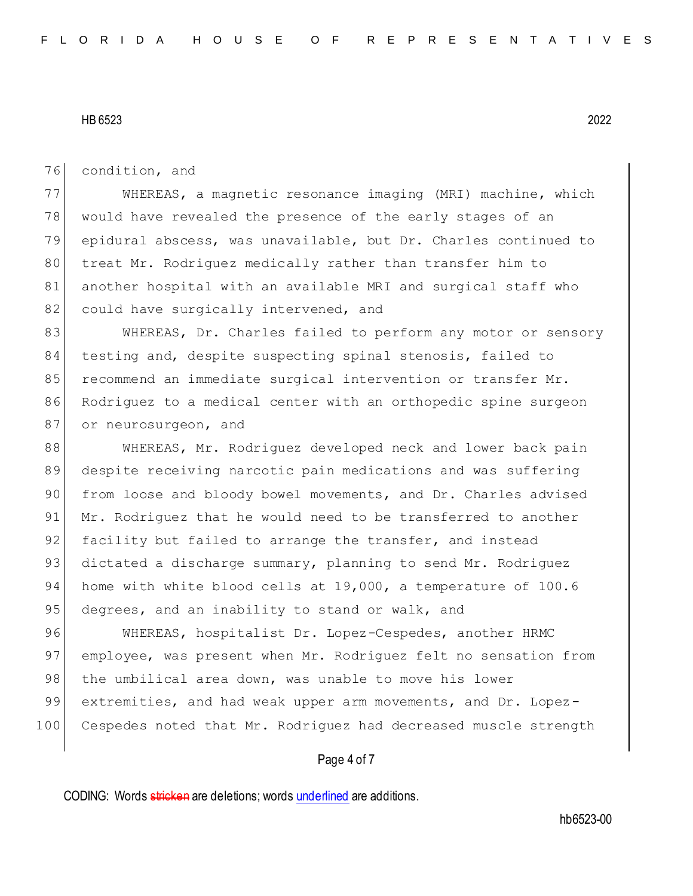condition, and

WHEREAS, a magnetic resonance imaging (MRI) machine, which would have revealed the presence of the early stages of an epidural abscess, was unavailable, but Dr. Charles continued to treat Mr. Rodriguez medically rather than transfer him to another hospital with an available MRI and surgical staff who could have surgically intervened, and

WHEREAS, Dr. Charles failed to perform any motor or sensory testing and, despite suspecting spinal stenosis, failed to recommend an immediate surgical intervention or transfer Mr. Rodriguez to a medical center with an orthopedic spine surgeon or neurosurgeon, and

WHEREAS, Mr. Rodriguez developed neck and lower back pain despite receiving narcotic pain medications and was suffering from loose and bloody bowel movements, and Dr. Charles advised Mr. Rodriguez that he would need to be transferred to another facility but failed to arrange the transfer, and instead dictated a discharge summary, planning to send Mr. Rodriguez home with white blood cells at 19,000, a temperature of 100.6 degrees, and an inability to stand or walk, and

WHEREAS, hospitalist Dr. Lopez-Cespedes, another HRMC employee, was present when Mr. Rodriguez felt no sensation from the umbilical area down, was unable to move his lower extremities, and had weak upper arm movements, and Dr. Lopez-Cespedes noted that Mr. Rodriguez had decreased muscle strength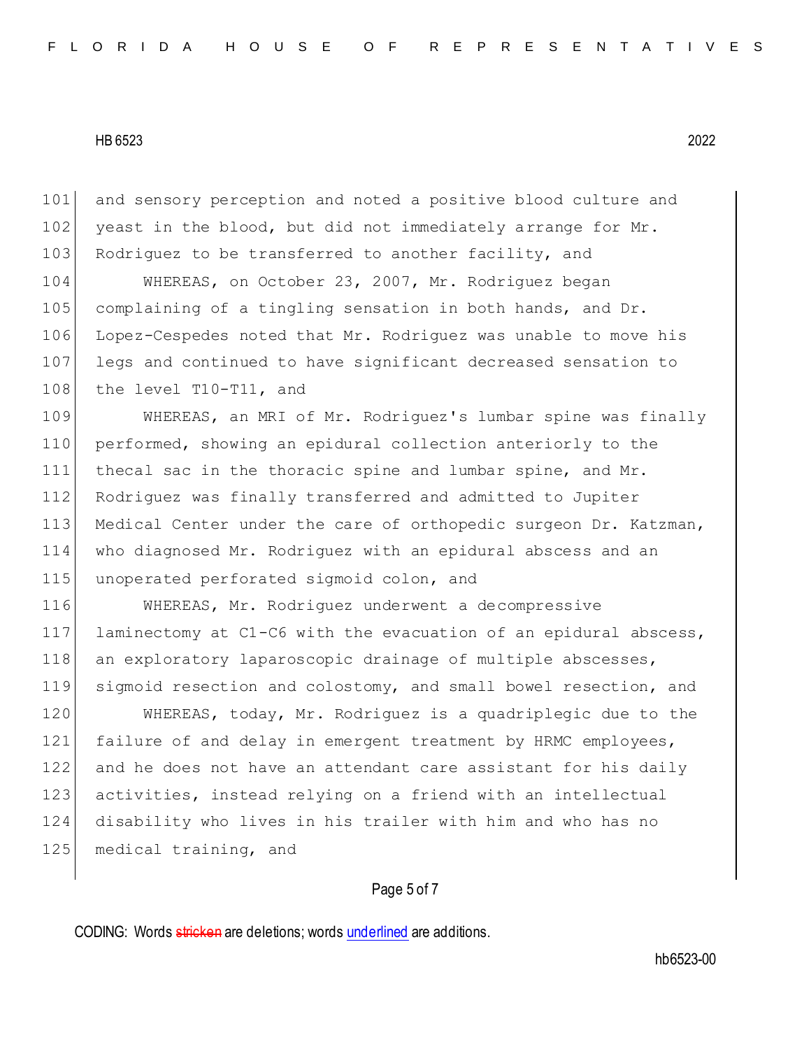and sensory perception and noted a positive blood culture and yeast in the blood, but did not immediately arrange for Mr. Rodriguez to be transferred to another facility, and

WHEREAS, on October 23, 2007, Mr. Rodriguez began complaining of a tingling sensation in both hands, and Dr. Lopez-Cespedes noted that Mr. Rodriguez was unable to move his legs and continued to have significant decreased sensation to the level T10-T11, and

WHEREAS, an MRI of Mr. Rodriguez's lumbar spine was finally performed, showing an epidural collection anteriorly to the thecal sac in the thoracic spine and lumbar spine, and Mr. Rodriguez was finally transferred and admitted to Jupiter Medical Center under the care of orthopedic surgeon Dr. Katzman, who diagnosed Mr. Rodriguez with an epidural abscess and an unoperated perforated sigmoid colon, and

WHEREAS, Mr. Rodriguez underwent a decompressive laminectomy at C1-C6 with the evacuation of an epidural abscess, an exploratory laparoscopic drainage of multiple abscesses, sigmoid resection and colostomy, and small bowel resection, and

WHEREAS, today, Mr. Rodriguez is a quadriplegic due to the failure of and delay in emergent treatment by HRMC employees, and he does not have an attendant care assistant for his daily activities, instead relying on a friend with an intellectual disability who lives in his trailer with him and who has no medical training, and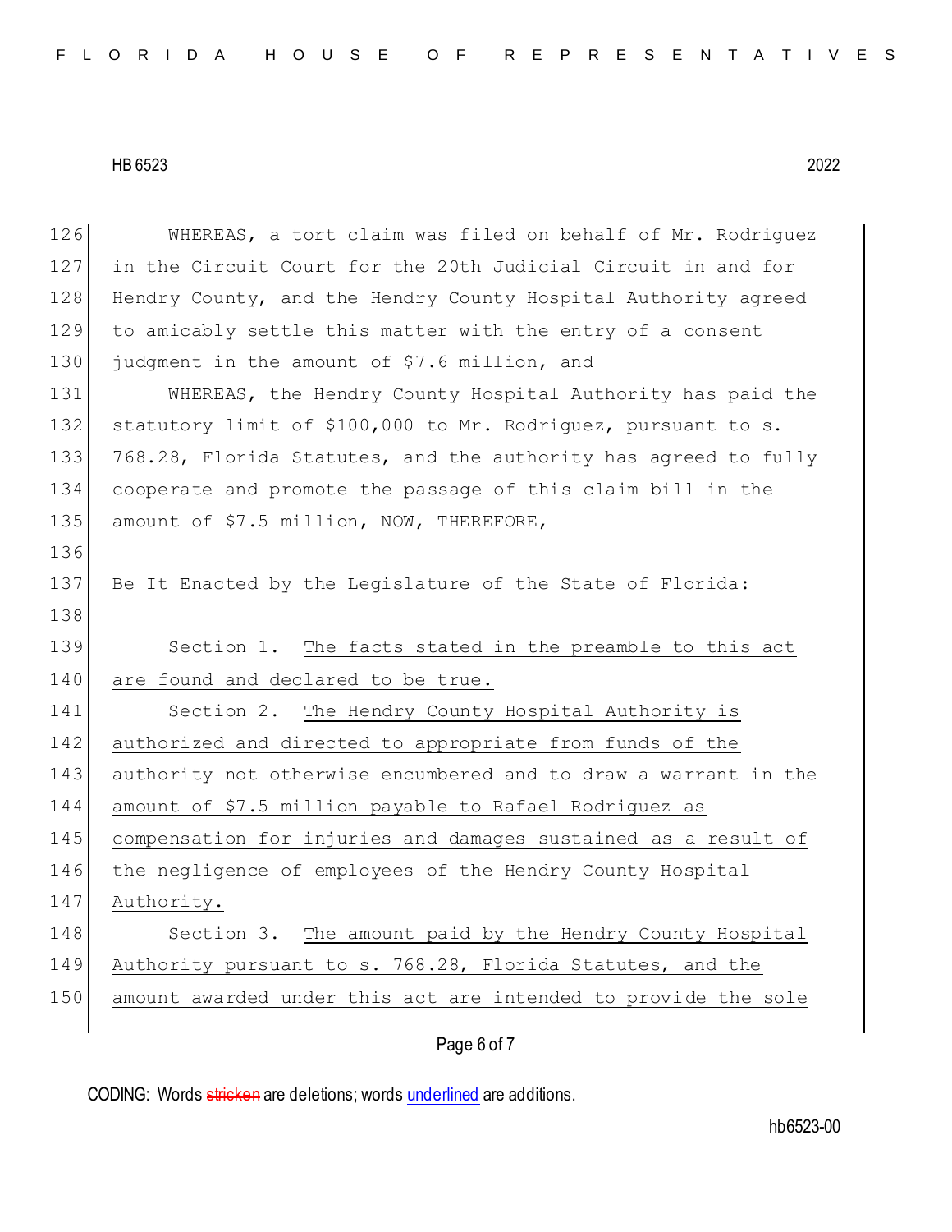WHEREAS, a tort claim was filed on behalf of Mr. Rodriguez in the Circuit Court for the 20th Judicial Circuit in and for Hendry County, and the Hendry County Hospital Authority agreed to amicably settle this matter with the entry of a consent judgment in the amount of $7.6 million, and

WHEREAS, the Hendry County Hospital Authority has paid the statutory limit of $100,000 to Mr. Rodriguez, pursuant to s. 768.28, Florida Statutes, and the authority has agreed to fully cooperate and promote the passage of this claim bill in the amount of $7.5 million, NOW, THEREFORE,

Be It Enacted by the Legislature of the State of Florida:

Section 1. The facts stated in the preamble to this act are found and declared to be true.

Section 2. The Hendry County Hospital Authority is authorized and directed to appropriate from funds of the authority not otherwise encumbered and to draw a warrant in the amount of $7.5 million payable to Rafael Rodriguez as compensation for injuries and damages sustained as a result of the negligence of employees of the Hendry County Hospital Authority.

Section 3. The amount paid by the Hendry County Hospital Authority pursuant to s. 768.28, Florida Statutes, and the amount awarded under this act are intended to provide the sole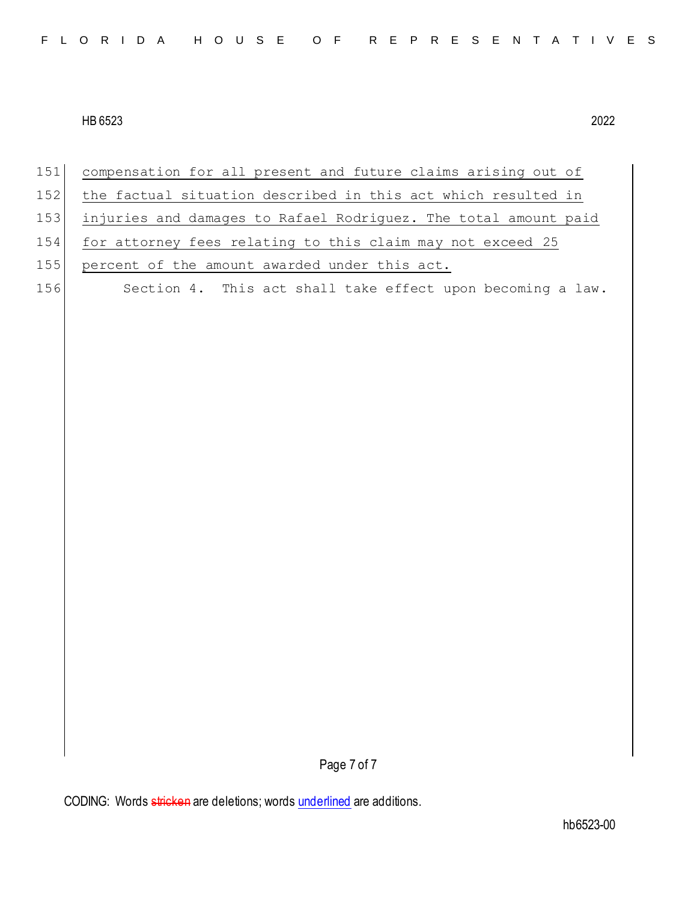151 compensation for all present and future claims arising out of
152 the factual situation described in this act which resulted in
153 injuries and damages to Rafael Rodriguez. The total amount paid
154 for attorney fees relating to this claim may not exceed 25
155 percent of the amount awarded under this act.
156 Section 4. This act shall take effect upon becoming a law.

CODING: Words stricken are deletions; words underlined are additions.

hb6523-00